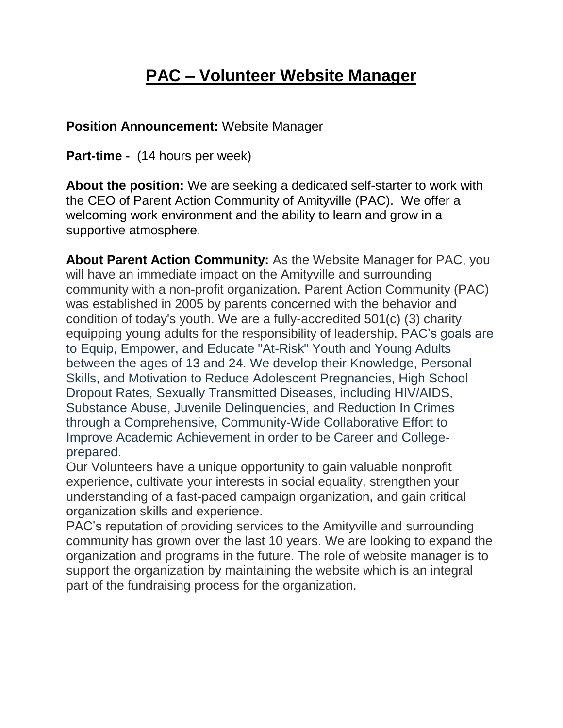# PAC – Volunteer Website Manager

**Position Announcement:** Website Manager

**Part-time** - (14 hours per week)

**About the position:** We are seeking a dedicated self-starter to work with the CEO of Parent Action Community of Amityville (PAC). We offer a welcoming work environment and the ability to learn and grow in a supportive atmosphere.

**About Parent Action Community:** As the Website Manager for PAC, you will have an immediate impact on the Amityville and surrounding community with a non-profit organization. Parent Action Community (PAC) was established in 2005 by parents concerned with the behavior and condition of today's youth. We are a fully-accredited 501(c) (3) charity equipping young adults for the responsibility of leadership. PAC's goals are to Equip, Empower, and Educate "At-Risk" Youth and Young Adults between the ages of 13 and 24. We develop their Knowledge, Personal Skills, and Motivation to Reduce Adolescent Pregnancies, High School Dropout Rates, Sexually Transmitted Diseases, including HIV/AIDS, Substance Abuse, Juvenile Delinquencies, and Reduction In Crimes through a Comprehensive, Community-Wide Collaborative Effort to Improve Academic Achievement in order to be Career and College-prepared.

Our Volunteers have a unique opportunity to gain valuable nonprofit experience, cultivate your interests in social equality, strengthen your understanding of a fast-paced campaign organization, and gain critical organization skills and experience.

PAC's reputation of providing services to the Amityville and surrounding community has grown over the last 10 years. We are looking to expand the organization and programs in the future. The role of website manager is to support the organization by maintaining the website which is an integral part of the fundraising process for the organization.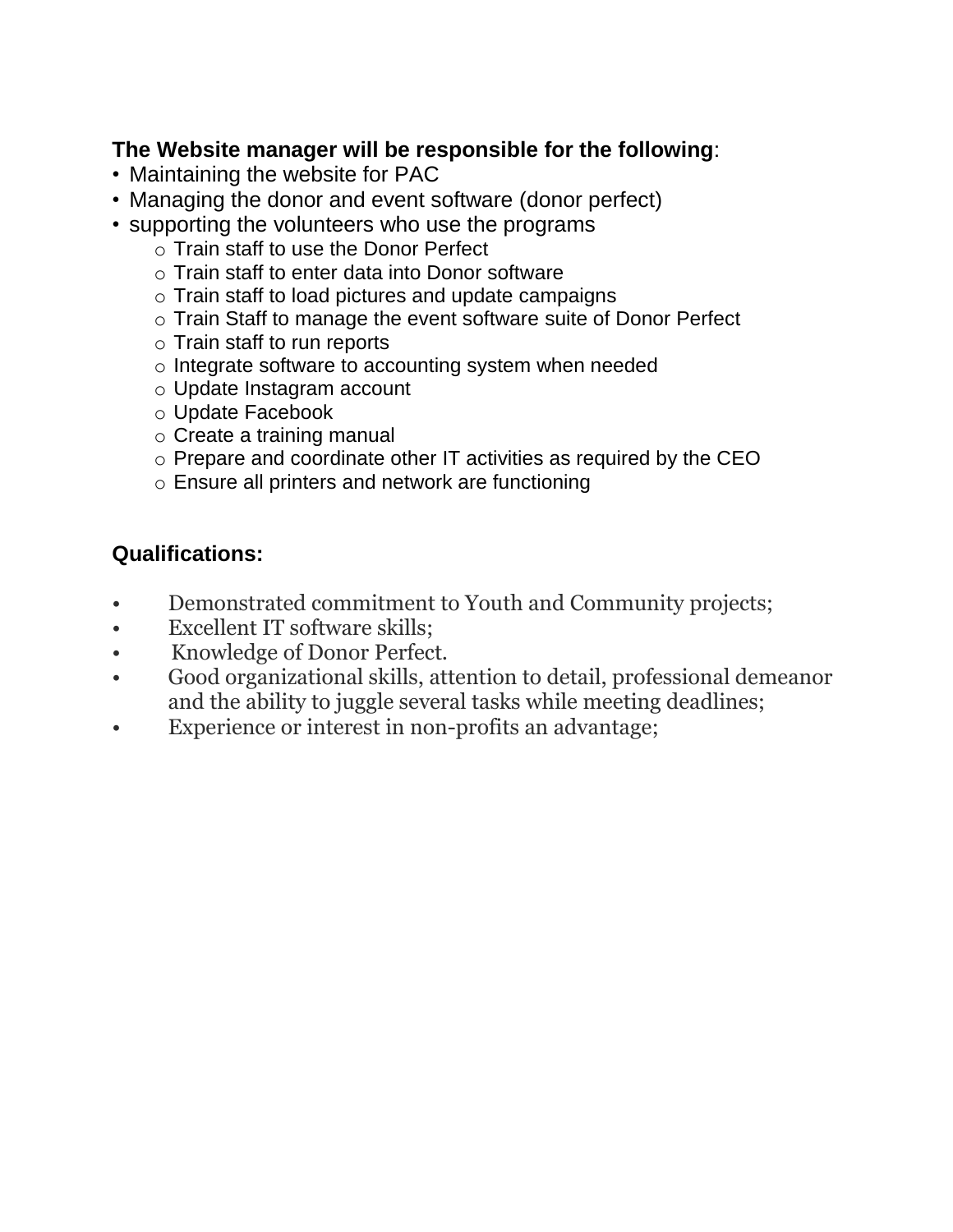**The Website manager will be responsible for the following**:

- Maintaining the website for PAC
- Managing the donor and event software (donor perfect)
- supporting the volunteers who use the programs
  - Train staff to use the Donor Perfect
  - Train staff to enter data into Donor software
  - Train staff to load pictures and update campaigns
  - Train Staff to manage the event software suite of Donor Perfect
  - Train staff to run reports
  - Integrate software to accounting system when needed
  - Update Instagram account
  - Update Facebook
  - Create a training manual
  - Prepare and coordinate other IT activities as required by the CEO
  - Ensure all printers and network are functioning

**Qualifications:**

- Demonstrated commitment to Youth and Community projects;
- Excellent IT software skills;
- Knowledge of Donor Perfect.
- Good organizational skills, attention to detail, professional demeanor and the ability to juggle several tasks while meeting deadlines;
- Experience or interest in non-profits an advantage;